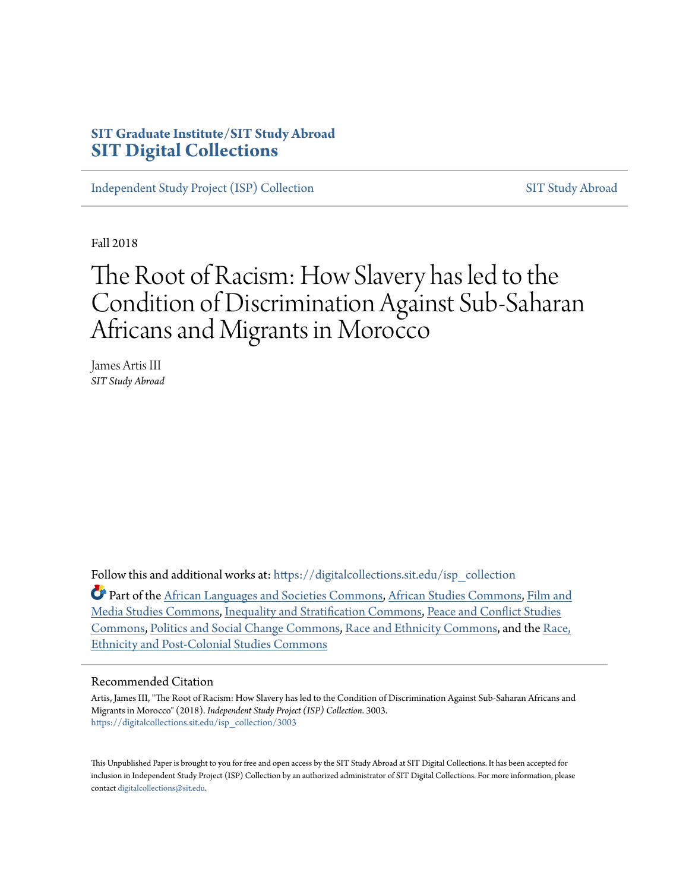SIT Graduate Institute/SIT Study Abroad
**SIT Digital Collections**

Independent Study Project (ISP) Collection SIT Study Abroad

Fall 2018

# The Root of Racism: How Slavery has led to the Condition of Discrimination Against Sub-Saharan Africans and Migrants in Morocco

James Artis III
*SIT Study Abroad*

Follow this and additional works at: https://digitalcollections.sit.edu/isp_collection

Part of the African Languages and Societies Commons, African Studies Commons, Film and Media Studies Commons, Inequality and Stratification Commons, Peace and Conflict Studies Commons, Politics and Social Change Commons, Race and Ethnicity Commons, and the Race, Ethnicity and Post-Colonial Studies Commons

## Recommended Citation

Artis, James III, "The Root of Racism: How Slavery has led to the Condition of Discrimination Against Sub-Saharan Africans and Migrants in Morocco" (2018). *Independent Study Project (ISP) Collection*. 3003.
https://digitalcollections.sit.edu/isp_collection/3003

This Unpublished Paper is brought to you for free and open access by the SIT Study Abroad at SIT Digital Collections. It has been accepted for inclusion in Independent Study Project (ISP) Collection by an authorized administrator of SIT Digital Collections. For more information, please contact digitalcollections@sit.edu.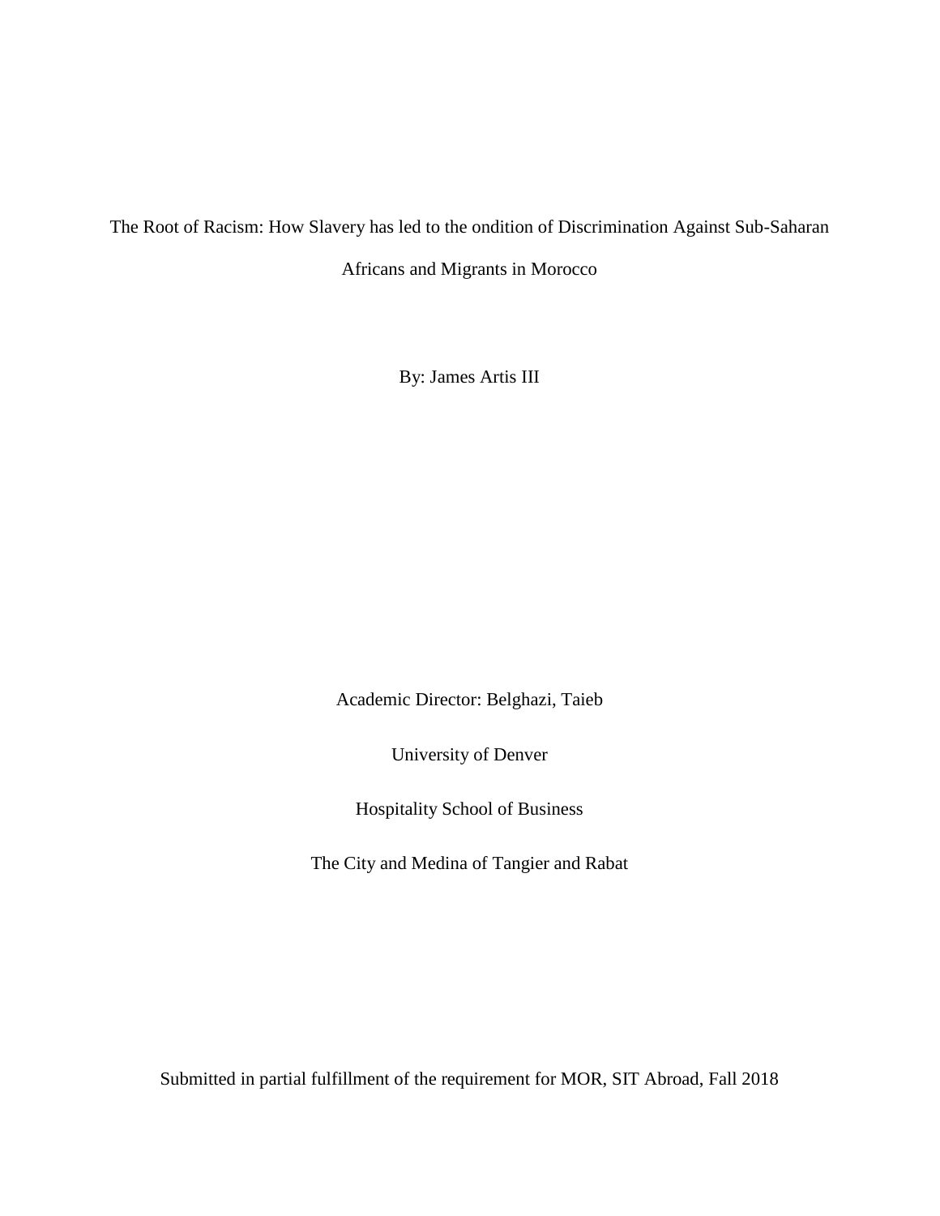The Root of Racism: How Slavery has led to the ondition of Discrimination Against Sub-Saharan Africans and Migrants in Morocco

By: James Artis III

Academic Director: Belghazi, Taieb

University of Denver

Hospitality School of Business

The City and Medina of Tangier and Rabat

Submitted in partial fulfillment of the requirement for MOR, SIT Abroad, Fall 2018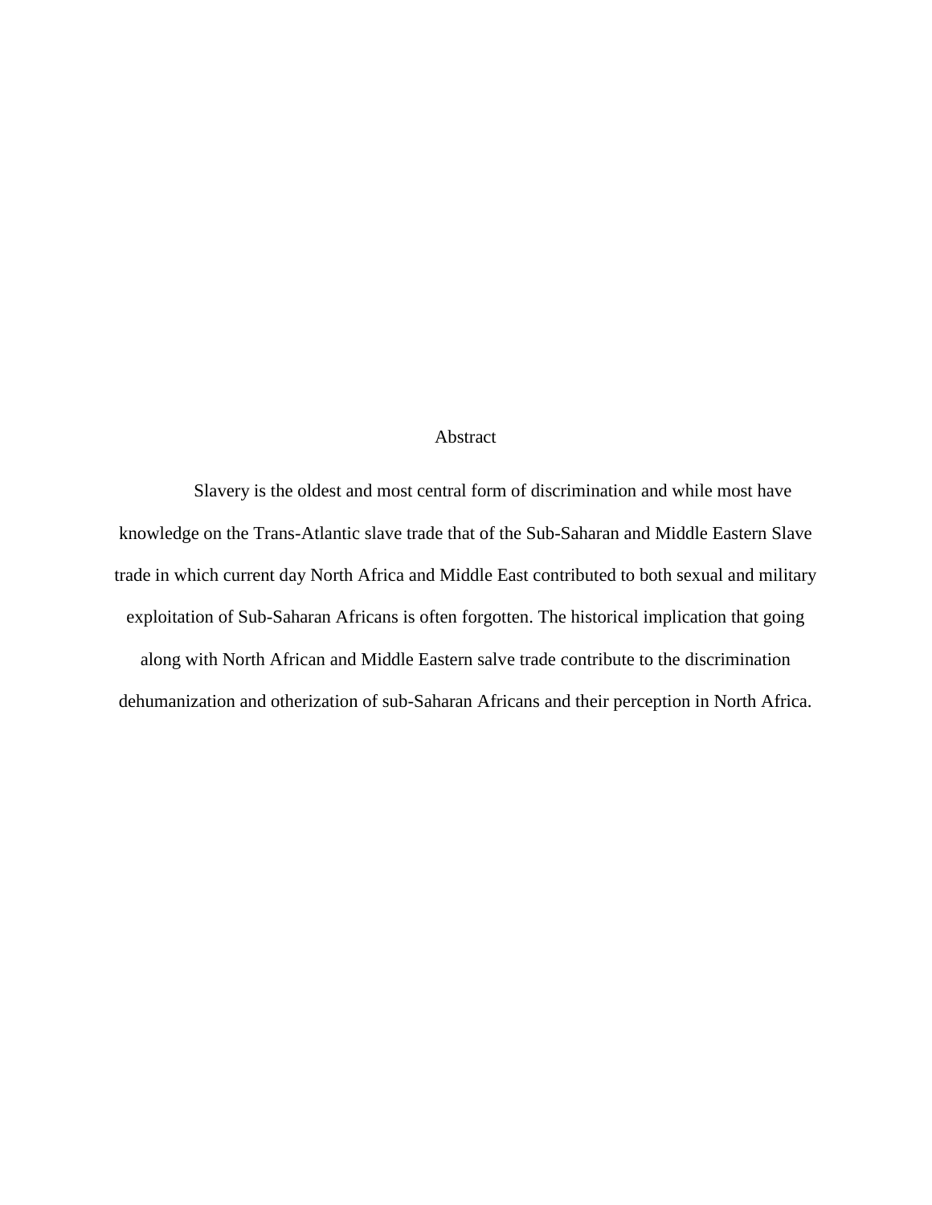# Abstract

Slavery is the oldest and most central form of discrimination and while most have knowledge on the Trans-Atlantic slave trade that of the Sub-Saharan and Middle Eastern Slave trade in which current day North Africa and Middle East contributed to both sexual and military exploitation of Sub-Saharan Africans is often forgotten. The historical implication that going along with North African and Middle Eastern salve trade contribute to the discrimination dehumanization and otherization of sub-Saharan Africans and their perception in North Africa.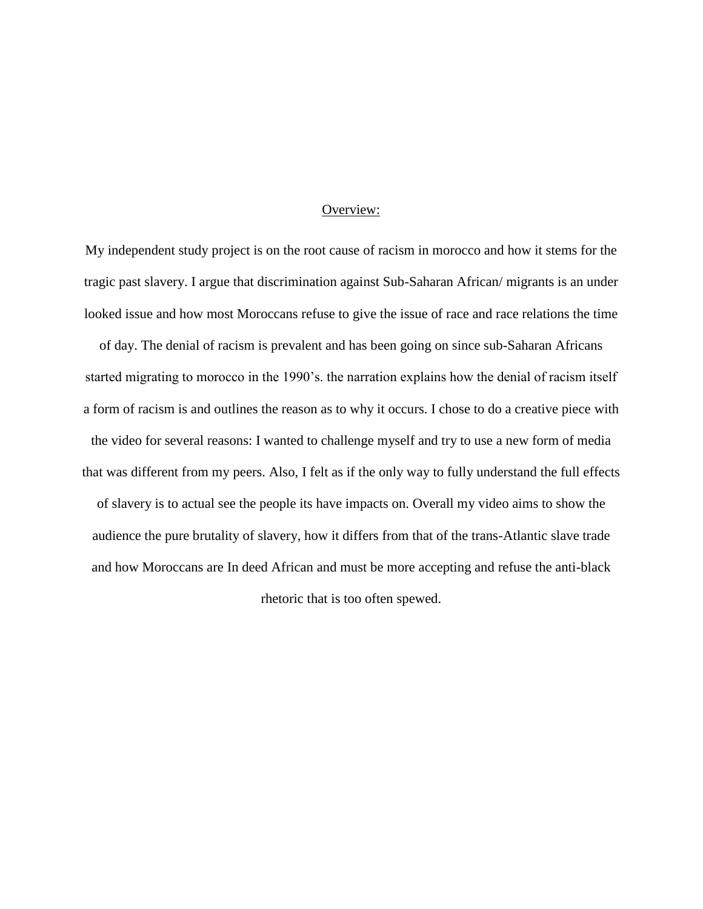<u>Overview:</u>

My independent study project is on the root cause of racism in morocco and how it stems for the tragic past slavery. I argue that discrimination against Sub-Saharan African/ migrants is an under looked issue and how most Moroccans refuse to give the issue of race and race relations the time of day. The denial of racism is prevalent and has been going on since sub-Saharan Africans started migrating to morocco in the 1990's. the narration explains how the denial of racism itself a form of racism is and outlines the reason as to why it occurs. I chose to do a creative piece with the video for several reasons: I wanted to challenge myself and try to use a new form of media that was different from my peers. Also, I felt as if the only way to fully understand the full effects of slavery is to actual see the people its have impacts on. Overall my video aims to show the audience the pure brutality of slavery, how it differs from that of the trans-Atlantic slave trade and how Moroccans are In deed African and must be more accepting and refuse the anti-black rhetoric that is too often spewed.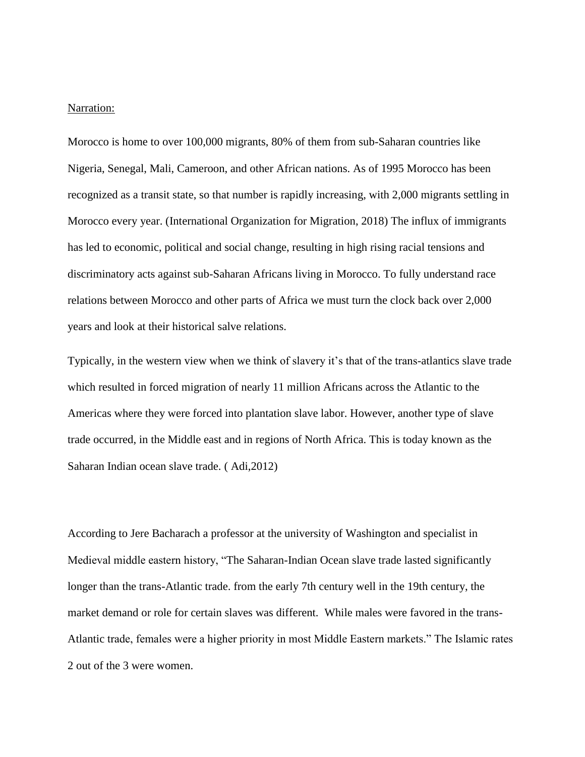Narration:

Morocco is home to over 100,000 migrants, 80% of them from sub-Saharan countries like Nigeria, Senegal, Mali, Cameroon, and other African nations. As of 1995 Morocco has been recognized as a transit state, so that number is rapidly increasing, with 2,000 migrants settling in Morocco every year. (International Organization for Migration, 2018) The influx of immigrants has led to economic, political and social change, resulting in high rising racial tensions and discriminatory acts against sub-Saharan Africans living in Morocco. To fully understand race relations between Morocco and other parts of Africa we must turn the clock back over 2,000 years and look at their historical salve relations.

Typically, in the western view when we think of slavery it's that of the trans-atlantics slave trade which resulted in forced migration of nearly 11 million Africans across the Atlantic to the Americas where they were forced into plantation slave labor. However, another type of slave trade occurred, in the Middle east and in regions of North Africa. This is today known as the Saharan Indian ocean slave trade. ( Adi,2012)

According to Jere Bacharach a professor at the university of Washington and specialist in Medieval middle eastern history, "The Saharan-Indian Ocean slave trade lasted significantly longer than the trans-Atlantic trade. from the early 7th century well in the 19th century, the market demand or role for certain slaves was different. While males were favored in the trans-Atlantic trade, females were a higher priority in most Middle Eastern markets." The Islamic rates 2 out of the 3 were women.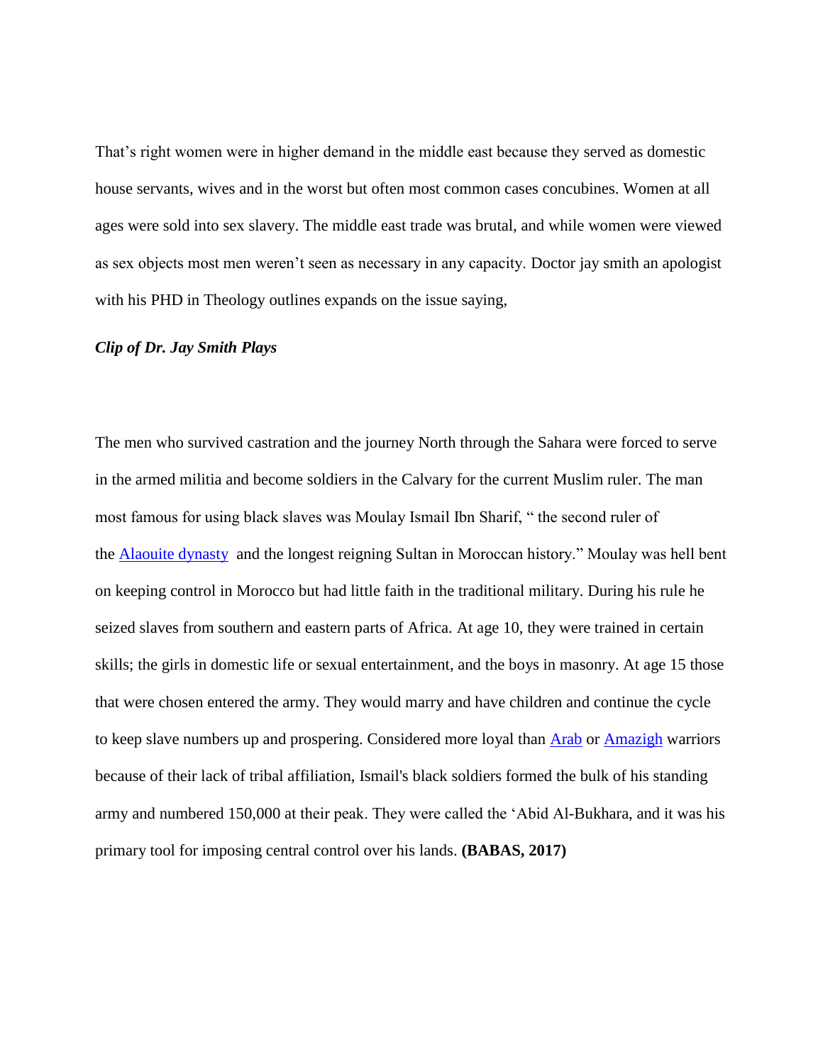That's right women were in higher demand in the middle east because they served as domestic house servants, wives and in the worst but often most common cases concubines. Women at all ages were sold into sex slavery. The middle east trade was brutal, and while women were viewed as sex objects most men weren't seen as necessary in any capacity. Doctor jay smith an apologist with his PHD in Theology outlines expands on the issue saying,

***Clip of Dr. Jay Smith Plays***

The men who survived castration and the journey North through the Sahara were forced to serve in the armed militia and become soldiers in the Calvary for the current Muslim ruler. The man most famous for using black slaves was Moulay Ismail Ibn Sharif, " the second ruler of the Alaouite dynasty  and the longest reigning Sultan in Moroccan history." Moulay was hell bent on keeping control in Morocco but had little faith in the traditional military. During his rule he seized slaves from southern and eastern parts of Africa. At age 10, they were trained in certain skills; the girls in domestic life or sexual entertainment, and the boys in masonry. At age 15 those that were chosen entered the army. They would marry and have children and continue the cycle to keep slave numbers up and prospering. Considered more loyal than Arab or Amazigh warriors because of their lack of tribal affiliation, Ismail's black soldiers formed the bulk of his standing army and numbered 150,000 at their peak. They were called the 'Abid Al-Bukhara, and it was his primary tool for imposing central control over his lands. **(BABAS, 2017)**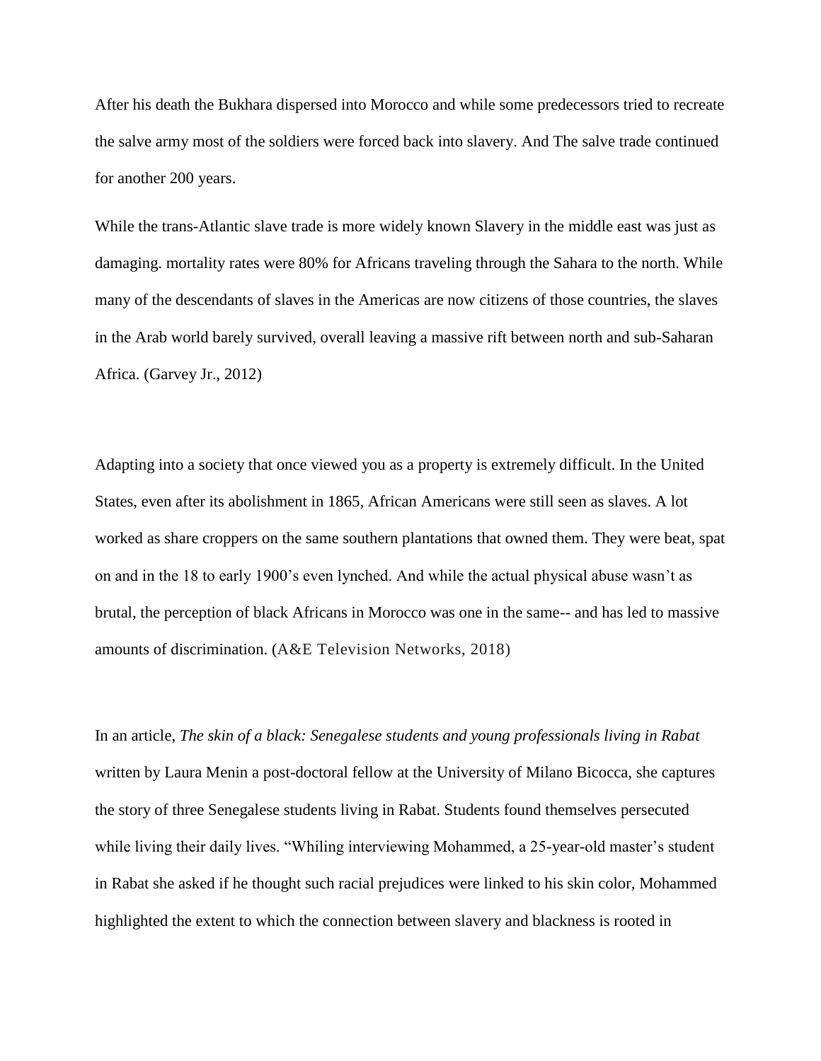After his death the Bukhara dispersed into Morocco and while some predecessors tried to recreate the salve army most of the soldiers were forced back into slavery. And The salve trade continued for another 200 years.

While the trans-Atlantic slave trade is more widely known Slavery in the middle east was just as damaging. mortality rates were 80% for Africans traveling through the Sahara to the north. While many of the descendants of slaves in the Americas are now citizens of those countries, the slaves in the Arab world barely survived, overall leaving a massive rift between north and sub-Saharan Africa. (Garvey Jr., 2012)

Adapting into a society that once viewed you as a property is extremely difficult. In the United States, even after its abolishment in 1865, African Americans were still seen as slaves. A lot worked as share croppers on the same southern plantations that owned them. They were beat, spat on and in the 18 to early 1900's even lynched. And while the actual physical abuse wasn't as brutal, the perception of black Africans in Morocco was one in the same-- and has led to massive amounts of discrimination. (A&E Television Networks, 2018)

In an article, *The skin of a black: Senegalese students and young professionals living in Rabat* written by Laura Menin a post-doctoral fellow at the University of Milano Bicocca, she captures the story of three Senegalese students living in Rabat. Students found themselves persecuted while living their daily lives. "Whiling interviewing Mohammed, a 25-year-old master's student in Rabat she asked if he thought such racial prejudices were linked to his skin color, Mohammed highlighted the extent to which the connection between slavery and blackness is rooted in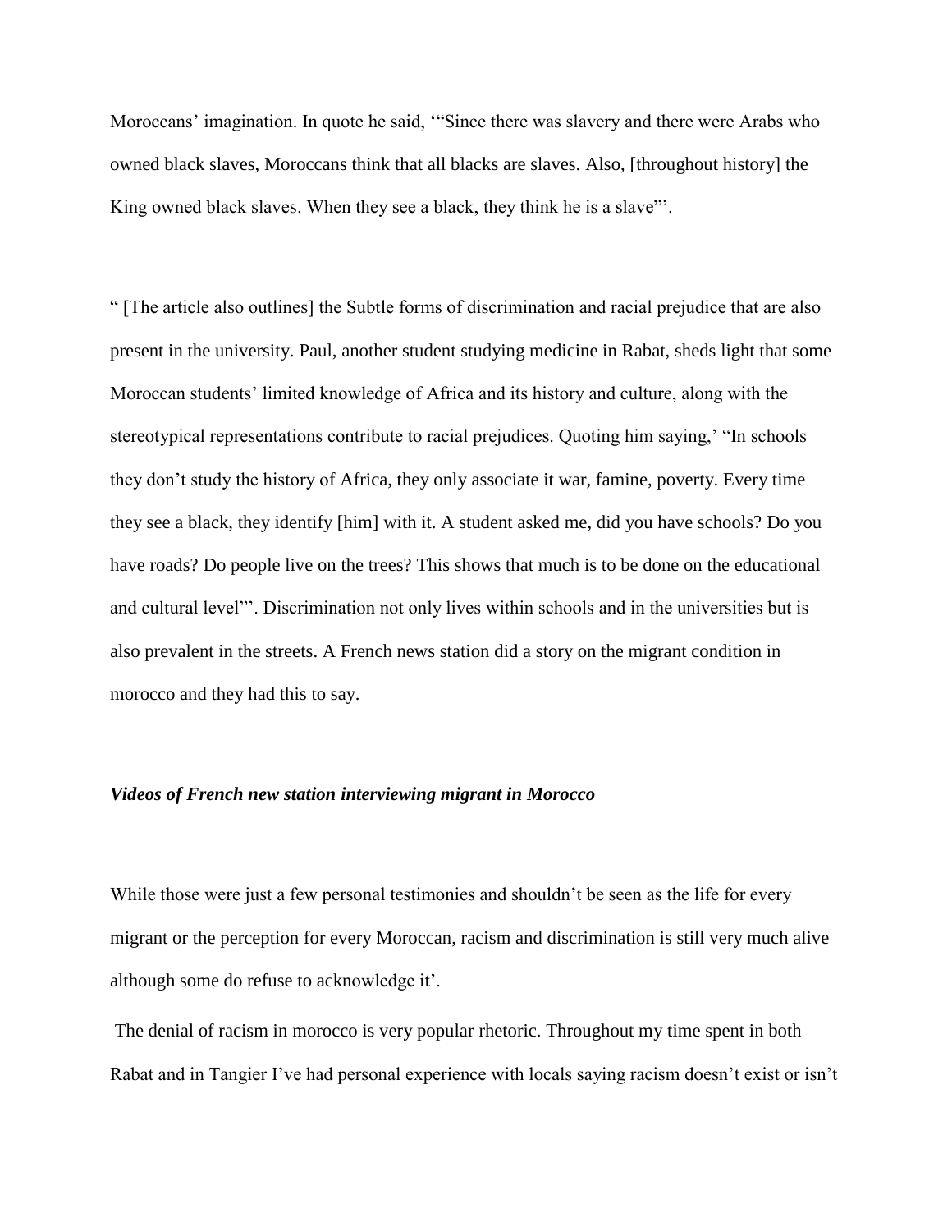Moroccans' imagination. In quote he said, '"Since there was slavery and there were Arabs who owned black slaves, Moroccans think that all blacks are slaves. Also, [throughout history] the King owned black slaves. When they see a black, they think he is a slave"'.

" [The article also outlines] the Subtle forms of discrimination and racial prejudice that are also present in the university. Paul, another student studying medicine in Rabat, sheds light that some Moroccan students' limited knowledge of Africa and its history and culture, along with the stereotypical representations contribute to racial prejudices. Quoting him saying,' "In schools they don't study the history of Africa, they only associate it war, famine, poverty. Every time they see a black, they identify [him] with it. A student asked me, did you have schools? Do you have roads? Do people live on the trees? This shows that much is to be done on the educational and cultural level"'. Discrimination not only lives within schools and in the universities but is also prevalent in the streets. A French news station did a story on the migrant condition in morocco and they had this to say.

***Videos of French new station interviewing migrant in Morocco***

While those were just a few personal testimonies and shouldn't be seen as the life for every migrant or the perception for every Moroccan, racism and discrimination is still very much alive although some do refuse to acknowledge it'.

The denial of racism in morocco is very popular rhetoric. Throughout my time spent in both Rabat and in Tangier I've had personal experience with locals saying racism doesn't exist or isn't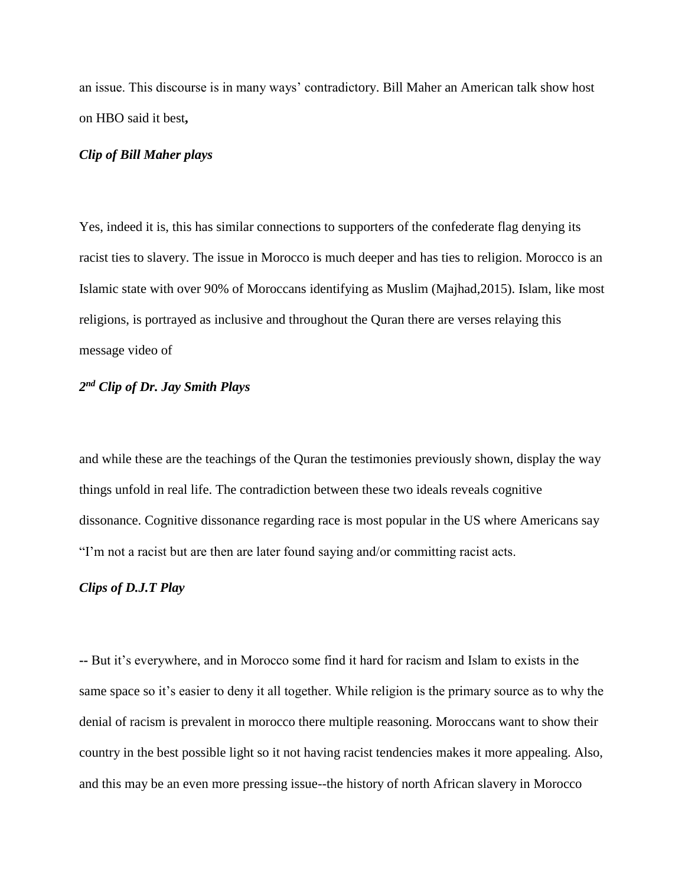an issue. This discourse is in many ways' contradictory. Bill Maher an American talk show host on HBO said it best**,**

***Clip of Bill Maher plays***

Yes, indeed it is, this has similar connections to supporters of the confederate flag denying its racist ties to slavery. The issue in Morocco is much deeper and has ties to religion. Morocco is an Islamic state with over 90% of Moroccans identifying as Muslim (Majhad,2015). Islam, like most religions, is portrayed as inclusive and throughout the Quran there are verses relaying this message video of

***2nd Clip of Dr. Jay Smith Plays***

and while these are the teachings of the Quran the testimonies previously shown, display the way things unfold in real life. The contradiction between these two ideals reveals cognitive dissonance. Cognitive dissonance regarding race is most popular in the US where Americans say "I'm not a racist but are then are later found saying and/or committing racist acts.

***Clips of D.J.T Play***

-- But it's everywhere, and in Morocco some find it hard for racism and Islam to exists in the same space so it's easier to deny it all together. While religion is the primary source as to why the denial of racism is prevalent in morocco there multiple reasoning. Moroccans want to show their country in the best possible light so it not having racist tendencies makes it more appealing. Also, and this may be an even more pressing issue--the history of north African slavery in Morocco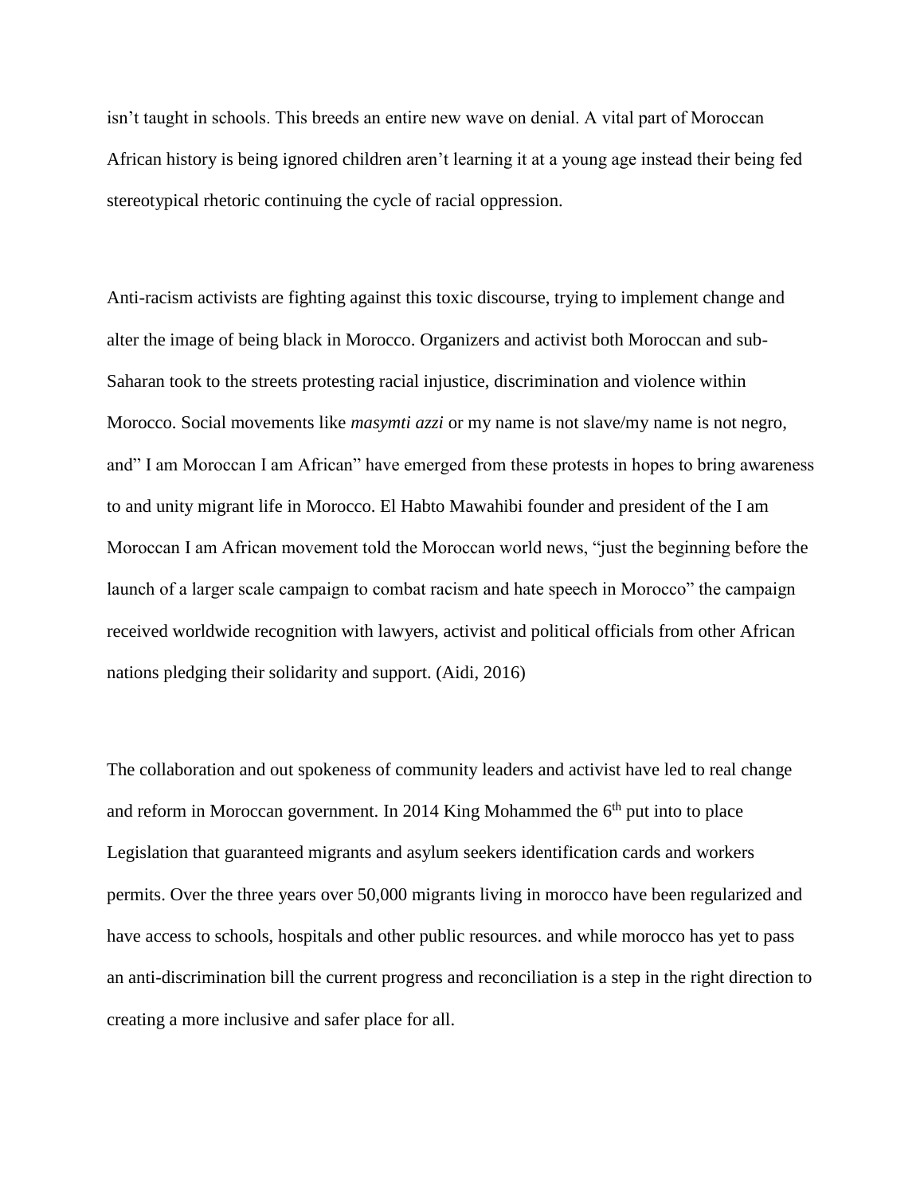isn't taught in schools. This breeds an entire new wave on denial. A vital part of Moroccan African history is being ignored children aren't learning it at a young age instead their being fed stereotypical rhetoric continuing the cycle of racial oppression.

Anti-racism activists are fighting against this toxic discourse, trying to implement change and alter the image of being black in Morocco. Organizers and activist both Moroccan and sub-Saharan took to the streets protesting racial injustice, discrimination and violence within Morocco. Social movements like *masymti azzi* or my name is not slave/my name is not negro, and" I am Moroccan I am African" have emerged from these protests in hopes to bring awareness to and unity migrant life in Morocco. El Habto Mawahibi founder and president of the I am Moroccan I am African movement told the Moroccan world news, "just the beginning before the launch of a larger scale campaign to combat racism and hate speech in Morocco" the campaign received worldwide recognition with lawyers, activist and political officials from other African nations pledging their solidarity and support. (Aidi, 2016)

The collaboration and out spokeness of community leaders and activist have led to real change and reform in Moroccan government. In 2014 King Mohammed the 6th put into to place Legislation that guaranteed migrants and asylum seekers identification cards and workers permits. Over the three years over 50,000 migrants living in morocco have been regularized and have access to schools, hospitals and other public resources. and while morocco has yet to pass an anti-discrimination bill the current progress and reconciliation is a step in the right direction to creating a more inclusive and safer place for all.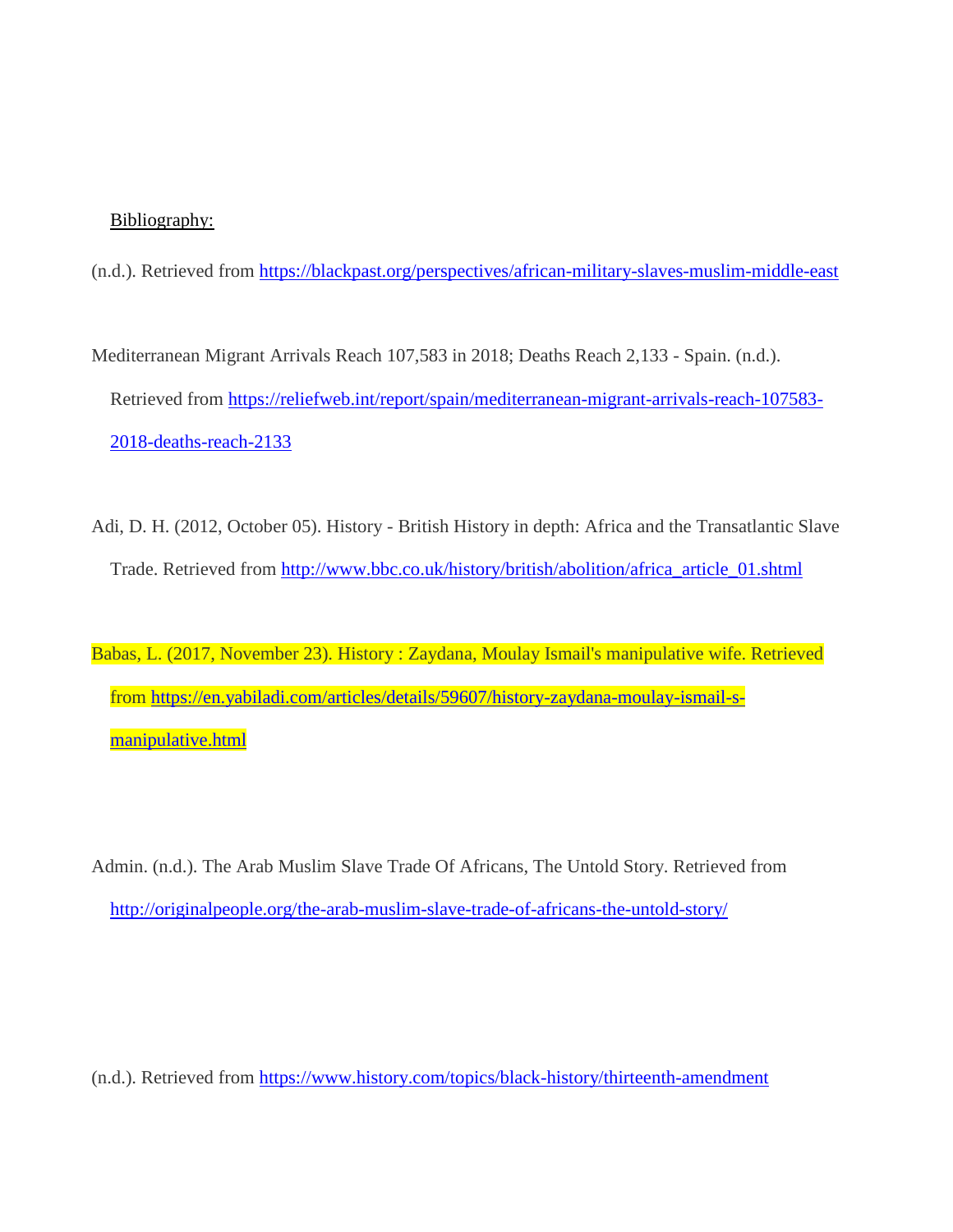Bibliography:

(n.d.). Retrieved from https://blackpast.org/perspectives/african-military-slaves-muslim-middle-east

Mediterranean Migrant Arrivals Reach 107,583 in 2018; Deaths Reach 2,133 - Spain. (n.d.). Retrieved from https://reliefweb.int/report/spain/mediterranean-migrant-arrivals-reach-107583-2018-deaths-reach-2133

Adi, D. H. (2012, October 05). History - British History in depth: Africa and the Transatlantic Slave Trade. Retrieved from http://www.bbc.co.uk/history/british/abolition/africa_article_01.shtml

Babas, L. (2017, November 23). History : Zaydana, Moulay Ismail's manipulative wife. Retrieved from https://en.yabiladi.com/articles/details/59607/history-zaydana-moulay-ismail-s-manipulative.html

Admin. (n.d.). The Arab Muslim Slave Trade Of Africans, The Untold Story. Retrieved from http://originalpeople.org/the-arab-muslim-slave-trade-of-africans-the-untold-story/

(n.d.). Retrieved from https://www.history.com/topics/black-history/thirteenth-amendment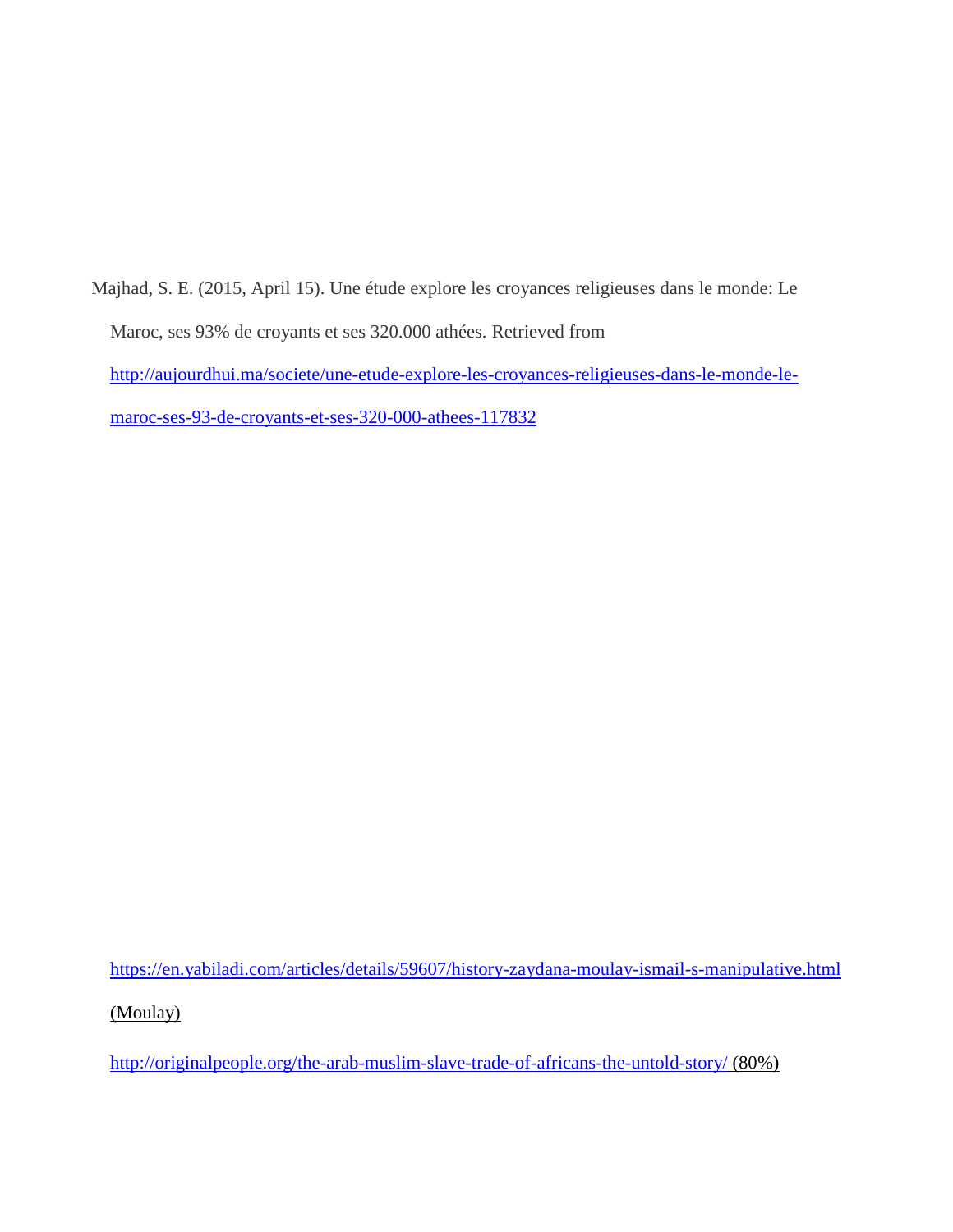Majhad, S. E. (2015, April 15). Une étude explore les croyances religieuses dans le monde: Le Maroc, ses 93% de croyants et ses 320.000 athées. Retrieved from http://aujourdhui.ma/societe/une-etude-explore-les-croyances-religieuses-dans-le-monde-le-maroc-ses-93-de-croyants-et-ses-320-000-athees-117832

https://en.yabiladi.com/articles/details/59607/history-zaydana-moulay-ismail-s-manipulative.html (Moulay)

http://originalpeople.org/the-arab-muslim-slave-trade-of-africans-the-untold-story/ (80%)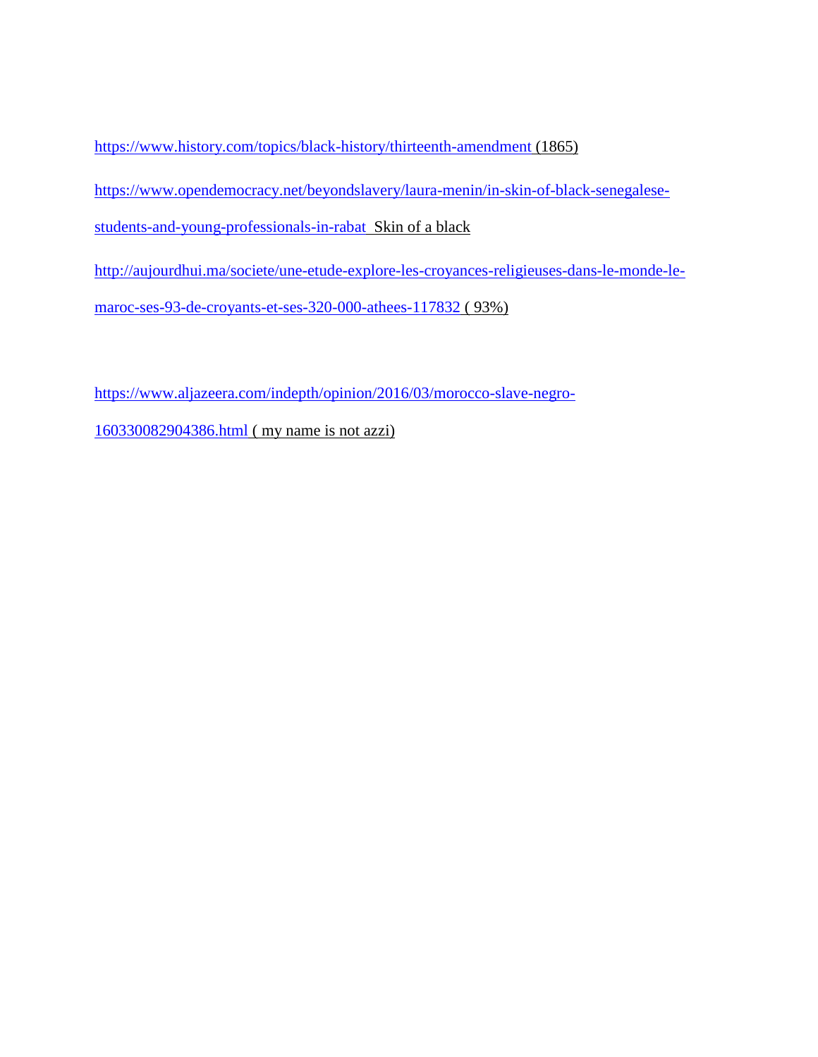https://www.history.com/topics/black-history/thirteenth-amendment (1865)

https://www.opendemocracy.net/beyondslavery/laura-menin/in-skin-of-black-senegalese-students-and-young-professionals-in-rabat Skin of a black

http://aujourdhui.ma/societe/une-etude-explore-les-croyances-religieuses-dans-le-monde-le-maroc-ses-93-de-croyants-et-ses-320-000-athees-117832 ( 93%)

https://www.aljazeera.com/indepth/opinion/2016/03/morocco-slave-negro-160330082904386.html ( my name is not azzi)